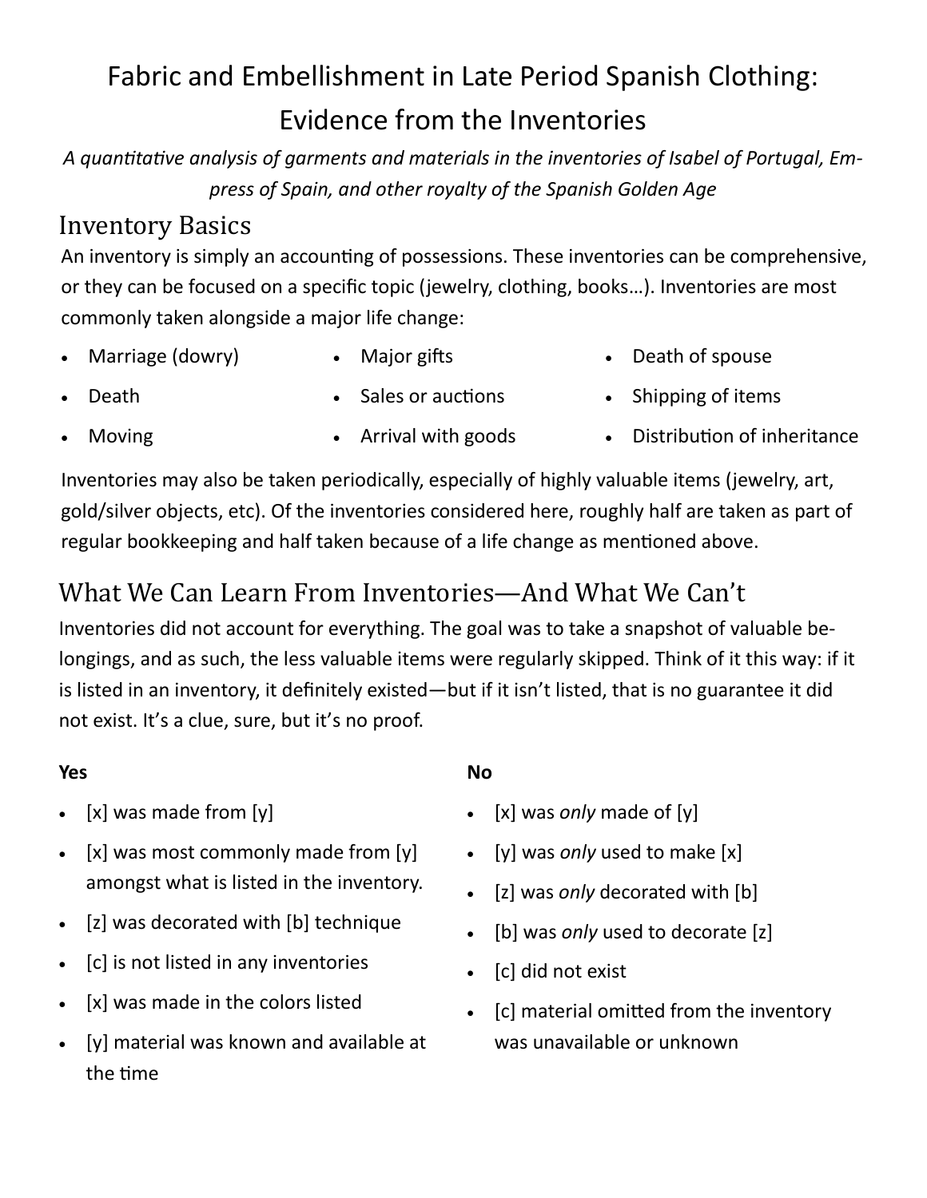# Fabric and Embellishment in Late Period Spanish Clothing: Evidence from the Inventories

*A quantitative analysis of garments and materials in the inventories of Isabel of Portugal, Empress of Spain, and other royalty of the Spanish Golden Age*

## Inventory Basics

An inventory is simply an accounting of possessions. These inventories can be comprehensive, or they can be focused on a specific topic (jewelry, clothing, books…). Inventories are most commonly taken alongside a major life change:

- Marriage (dowry)
- Death
- Moving
- Major gifts
- Sales or auctions
- Arrival with goods
- Death of spouse
- Shipping of items
- Distribution of inheritance

Inventories may also be taken periodically, especially of highly valuable items (jewelry, art, gold/silver objects, etc). Of the inventories considered here, roughly half are taken as part of regular bookkeeping and half taken because of a life change as mentioned above.

## What We Can Learn From Inventories—And What We Can't

Inventories did not account for everything. The goal was to take a snapshot of valuable belongings, and as such, the less valuable items were regularly skipped. Think of it this way: if it is listed in an inventory, it definitely existed—but if it isn't listed, that is no guarantee it did not exist. It's a clue, sure, but it's no proof.

**Yes**

- [x] was made from [y]
- [x] was most commonly made from [y] amongst what is listed in the inventory.
- [z] was decorated with [b] technique
- [c] is not listed in any inventories
- [x] was made in the colors listed
- [y] material was known and available at the time

**No**

- [x] was *only* made of [y]
- [y] was *only* used to make [x]
- [z] was *only* decorated with [b]
- [b] was *only* used to decorate [z]
- [c] did not exist
- [c] material omitted from the inventory was unavailable or unknown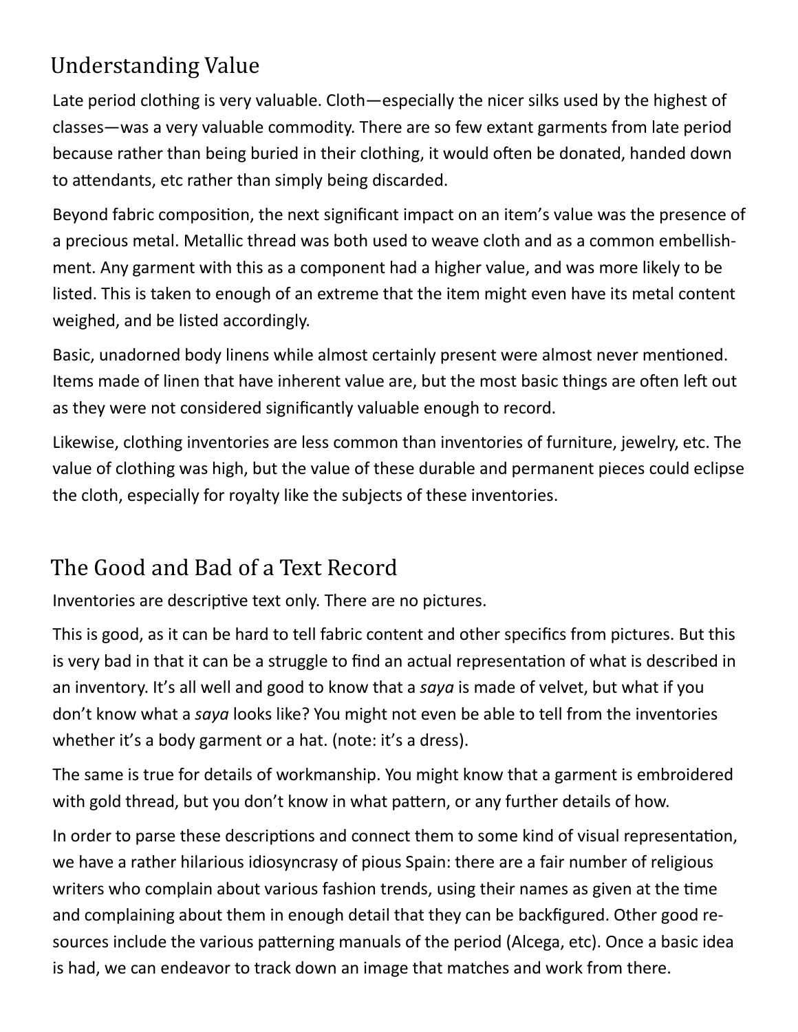## Understanding Value

Late period clothing is very valuable. Cloth—especially the nicer silks used by the highest of classes—was a very valuable commodity. There are so few extant garments from late period because rather than being buried in their clothing, it would often be donated, handed down to attendants, etc rather than simply being discarded.

Beyond fabric composition, the next significant impact on an item's value was the presence of a precious metal. Metallic thread was both used to weave cloth and as a common embellishment. Any garment with this as a component had a higher value, and was more likely to be listed. This is taken to enough of an extreme that the item might even have its metal content weighed, and be listed accordingly.

Basic, unadorned body linens while almost certainly present were almost never mentioned. Items made of linen that have inherent value are, but the most basic things are often left out as they were not considered significantly valuable enough to record.

Likewise, clothing inventories are less common than inventories of furniture, jewelry, etc. The value of clothing was high, but the value of these durable and permanent pieces could eclipse the cloth, especially for royalty like the subjects of these inventories.

## The Good and Bad of a Text Record

Inventories are descriptive text only. There are no pictures.

This is good, as it can be hard to tell fabric content and other specifics from pictures. But this is very bad in that it can be a struggle to find an actual representation of what is described in an inventory. It's all well and good to know that a *saya* is made of velvet, but what if you don't know what a *saya* looks like? You might not even be able to tell from the inventories whether it's a body garment or a hat. (note: it's a dress).

The same is true for details of workmanship. You might know that a garment is embroidered with gold thread, but you don't know in what pattern, or any further details of how.

In order to parse these descriptions and connect them to some kind of visual representation, we have a rather hilarious idiosyncrasy of pious Spain: there are a fair number of religious writers who complain about various fashion trends, using their names as given at the time and complaining about them in enough detail that they can be backfigured. Other good resources include the various patterning manuals of the period (Alcega, etc). Once a basic idea is had, we can endeavor to track down an image that matches and work from there.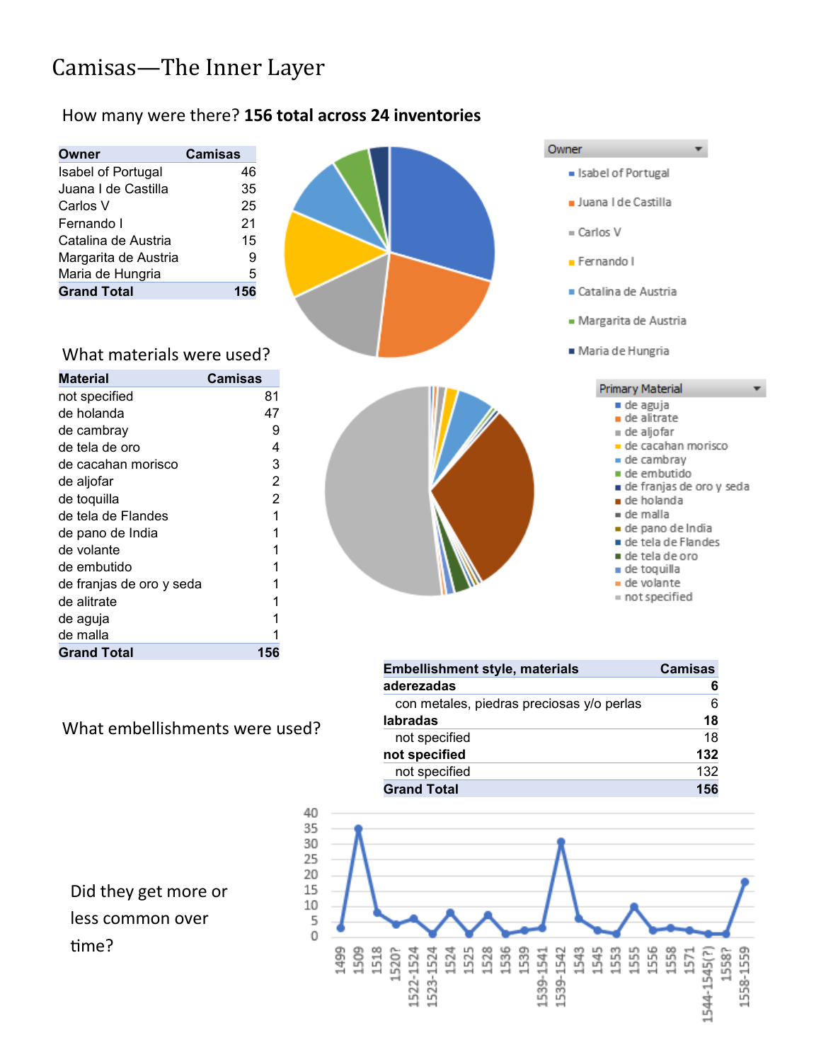# Camisas—The Inner Layer

How many were there? **156 total across 24 inventories**

| Owner | Camisas |
|---|---|
| Isabel of Portugal | 46 |
| Juana I de Castilla | 35 |
| Carlos V | 25 |
| Fernando I | 21 |
| Catalina de Austria | 15 |
| Margarita de Austria | 9 |
| Maria de Hungria | 5 |
| **Grand Total** | **156** |

What materials were used?

| Material | Camisas |
|---|---|
| not specified | 81 |
| de holanda | 47 |
| de cambray | 9 |
| de tela de oro | 4 |
| de cacahan morisco | 3 |
| de aljofar | 2 |
| de toquilla | 2 |
| de tela de Flandes | 1 |
| de pano de India | 1 |
| de volante | 1 |
| de embutido | 1 |
| de franjas de oro y seda | 1 |
| de alitrate | 1 |
| de aguja | 1 |
| de malla | 1 |
| **Grand Total** | **156** |

What embellishments were used?

| Embellishment style, materials | Camisas |
|---|---|
| **aderezadas** | **6** |
| con metales, piedras preciosas y/o perlas | 6 |
| **labradas** | **18** |
| not specified | 18 |
| **not specified** | **132** |
| not specified | 132 |
| **Grand Total** | **156** |

Did they get more or less common over time?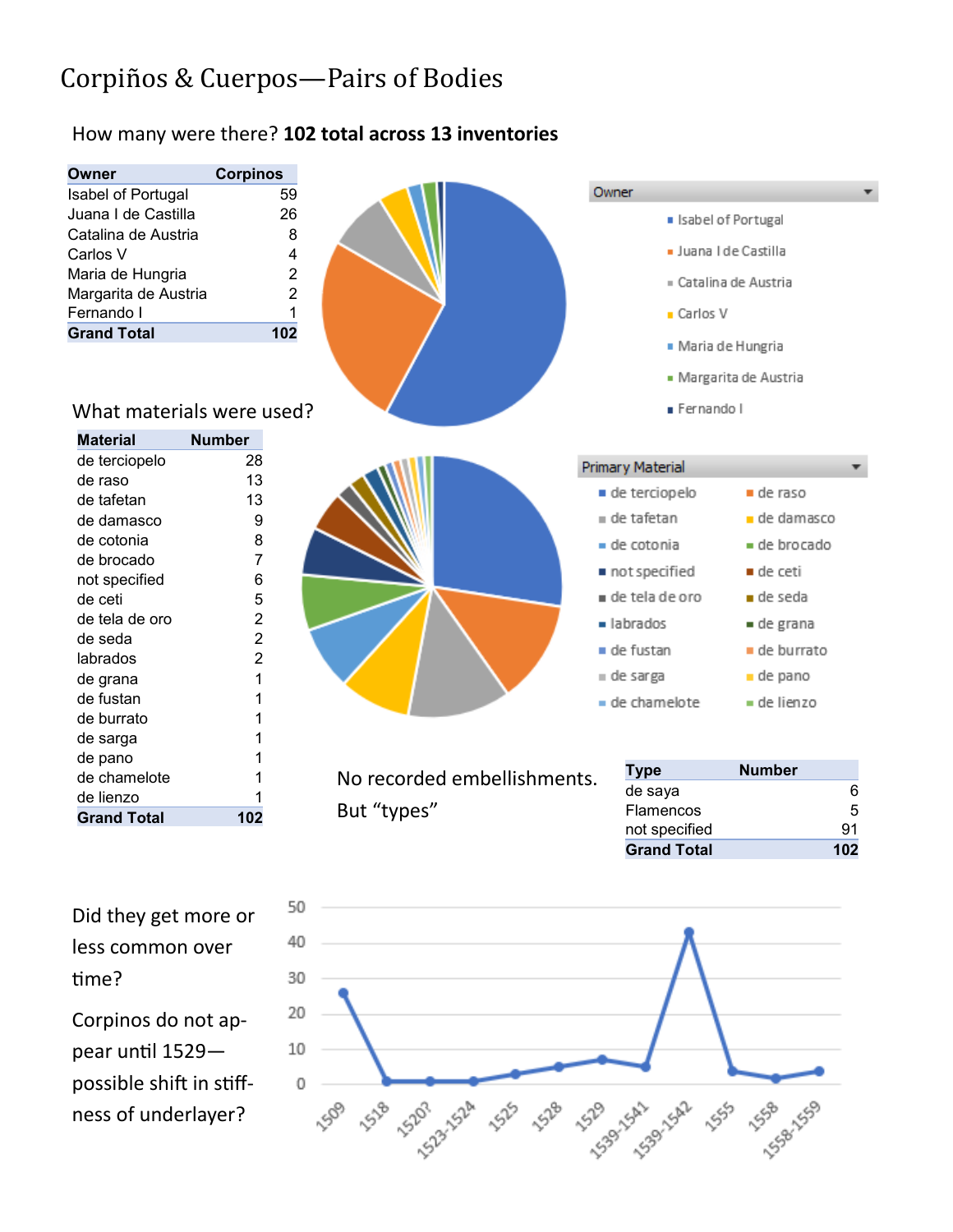# Corpiños & Cuerpos—Pairs of Bodies

How many were there? **102 total across 13 inventories**

| Owner | Corpinos |
|---|---|
| Isabel of Portugal | 59 |
| Juana I de Castilla | 26 |
| Catalina de Austria | 8 |
| Carlos V | 4 |
| Maria de Hungria | 2 |
| Margarita de Austria | 2 |
| Fernando I | 1 |
| **Grand Total** | **102** |

What materials were used?

| Material | Number |
|---|---|
| de terciopelo | 28 |
| de raso | 13 |
| de tafetan | 13 |
| de damasco | 9 |
| de cotonia | 8 |
| de brocado | 7 |
| not specified | 6 |
| de ceti | 5 |
| de tela de oro | 2 |
| de seda | 2 |
| labrados | 2 |
| de grana | 1 |
| de fustan | 1 |
| de burrato | 1 |
| de sarga | 1 |
| de pano | 1 |
| de chamelote | 1 |
| de lienzo | 1 |
| **Grand Total** | **102** |

No recorded embellishments. But "types"

| Type | Number |
|---|---|
| de saya | 6 |
| Flamencos | 5 |
| not specified | 91 |
| **Grand Total** | **102** |

Did they get more or less common over time?

Corpinos do not appear until 1529—possible shift in stiffness of underlayer?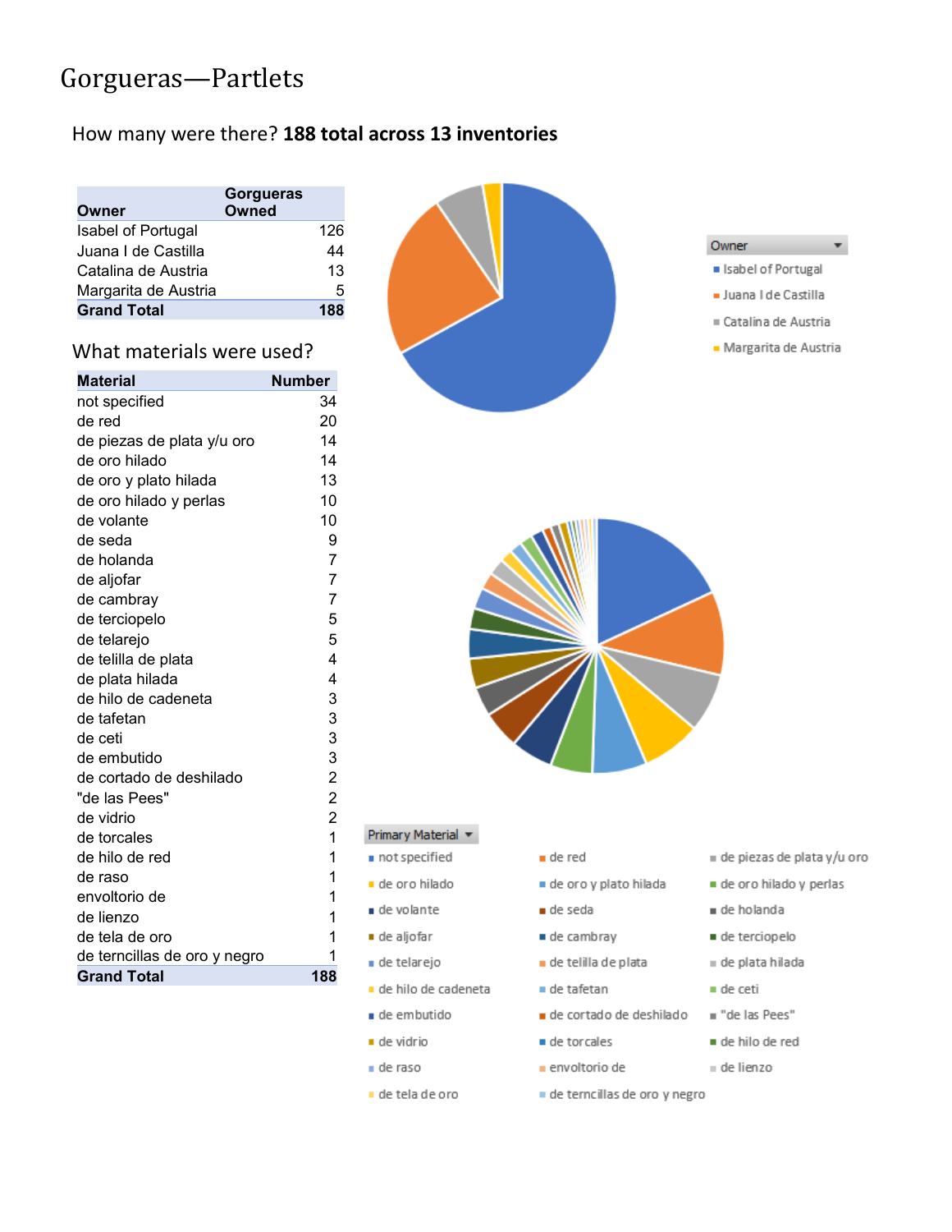# Gorgueras—Partlets

How many were there? **188 total across 13 inventories**

| Owner | Gorgueras Owned |
|---|---|
| Isabel of Portugal | 126 |
| Juana I de Castilla | 44 |
| Catalina de Austria | 13 |
| Margarita de Austria | 5 |
| **Grand Total** | **188** |

What materials were used?

| Material | Number |
|---|---|
| not specified | 34 |
| de red | 20 |
| de piezas de plata y/u oro | 14 |
| de oro hilado | 14 |
| de oro y plato hilada | 13 |
| de oro hilado y perlas | 10 |
| de volante | 10 |
| de seda | 9 |
| de holanda | 7 |
| de aljofar | 7 |
| de cambray | 7 |
| de terciopelo | 5 |
| de telarejo | 5 |
| de telilla de plata | 4 |
| de plata hilada | 4 |
| de hilo de cadeneta | 3 |
| de tafetan | 3 |
| de ceti | 3 |
| de embutido | 3 |
| de cortado de deshilado | 2 |
| "de las Pees" | 2 |
| de vidrio | 2 |
| de torcales | 1 |
| de hilo de red | 1 |
| de raso | 1 |
| envoltorio de | 1 |
| de lienzo | 1 |
| de tela de oro | 1 |
| de terncillas de oro y negro | 1 |
| **Grand Total** | **188** |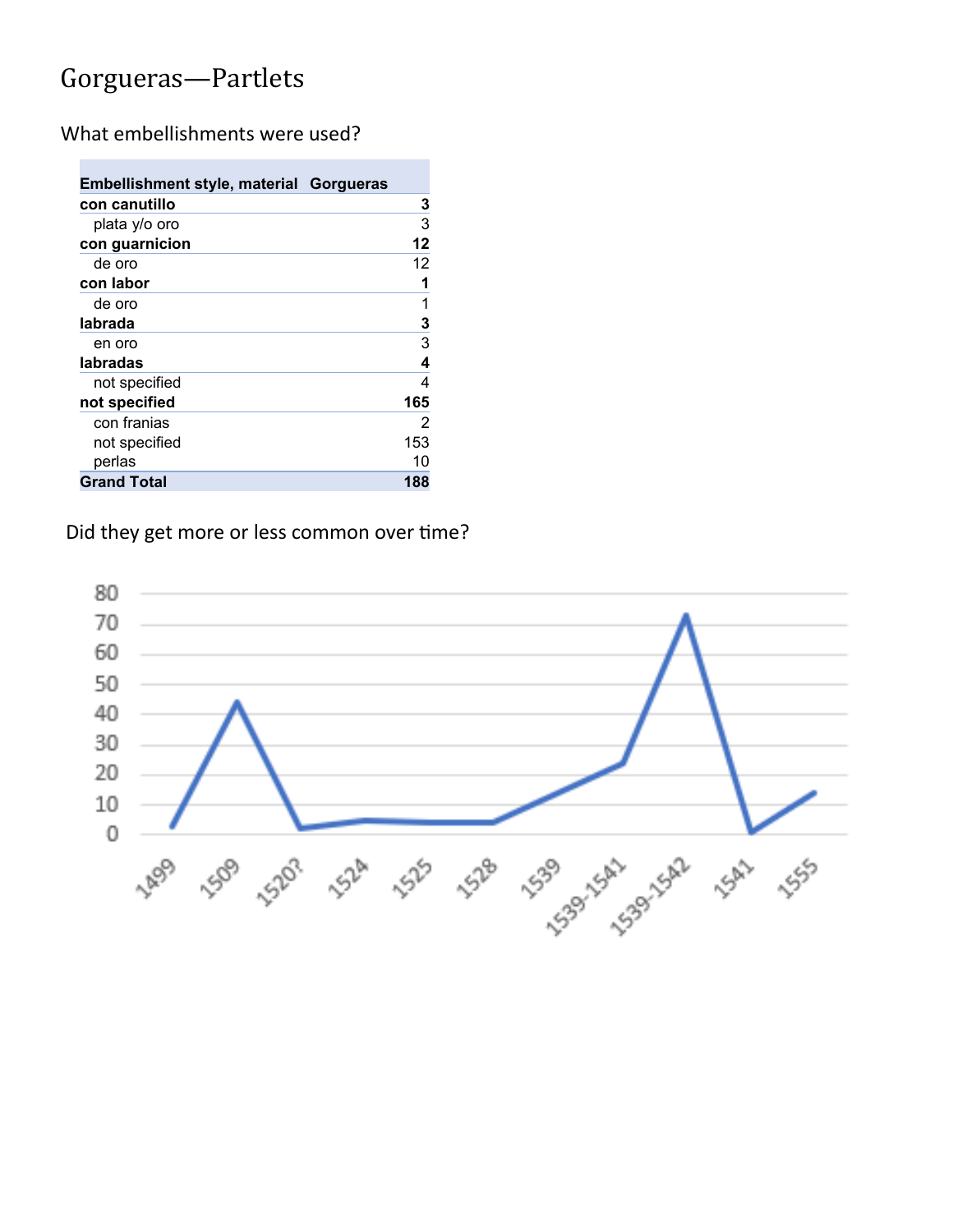# Gorgueras—Partlets

What embellishments were used?

| Embellishment style, material | Gorgueras |
|---|---|
| **con canutillo** | **3** |
| plata y/o oro | 3 |
| **con guarnicion** | **12** |
| de oro | 12 |
| **con labor** | **1** |
| de oro | 1 |
| **labrada** | **3** |
| en oro | 3 |
| **labradas** | **4** |
| not specified | 4 |
| **not specified** | **165** |
| con franias | 2 |
| not specified | 153 |
| perlas | 10 |
| **Grand Total** | **188** |

Did they get more or less common over time?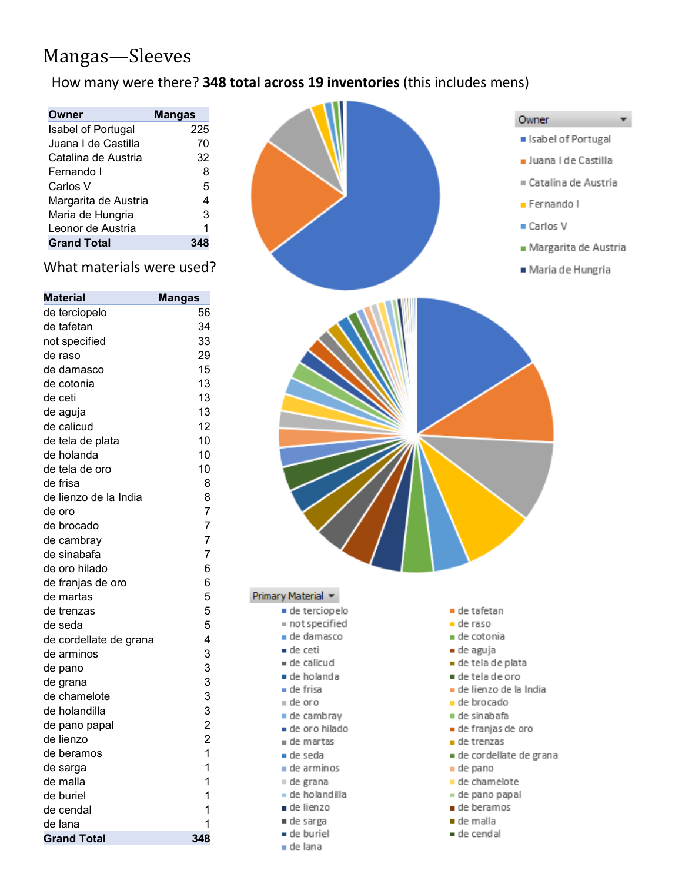# Mangas—Sleeves

How many were there? **348 total across 19 inventories** (this includes mens)

| Owner | Mangas |
|---|---|
| Isabel of Portugal | 225 |
| Juana I de Castilla | 70 |
| Catalina de Austria | 32 |
| Fernando I | 8 |
| Carlos V | 5 |
| Margarita de Austria | 4 |
| Maria de Hungria | 3 |
| Leonor de Austria | 1 |
| **Grand Total** | **348** |

What materials were used?

| Material | Mangas |
|---|---|
| de terciopelo | 56 |
| de tafetan | 34 |
| not specified | 33 |
| de raso | 29 |
| de damasco | 15 |
| de cotonia | 13 |
| de ceti | 13 |
| de aguja | 13 |
| de calicud | 12 |
| de tela de plata | 10 |
| de holanda | 10 |
| de tela de oro | 10 |
| de frisa | 8 |
| de lienzo de la India | 8 |
| de oro | 7 |
| de brocado | 7 |
| de cambray | 7 |
| de sinabafa | 7 |
| de oro hilado | 6 |
| de franjas de oro | 6 |
| de martas | 5 |
| de trenzas | 5 |
| de seda | 5 |
| de cordellate de grana | 4 |
| de arminos | 3 |
| de pano | 3 |
| de grana | 3 |
| de chamelote | 3 |
| de holandilla | 3 |
| de pano papal | 2 |
| de lienzo | 2 |
| de beramos | 1 |
| de sarga | 1 |
| de malla | 1 |
| de buriel | 1 |
| de cendal | 1 |
| de lana | 1 |
| **Grand Total** | **348** |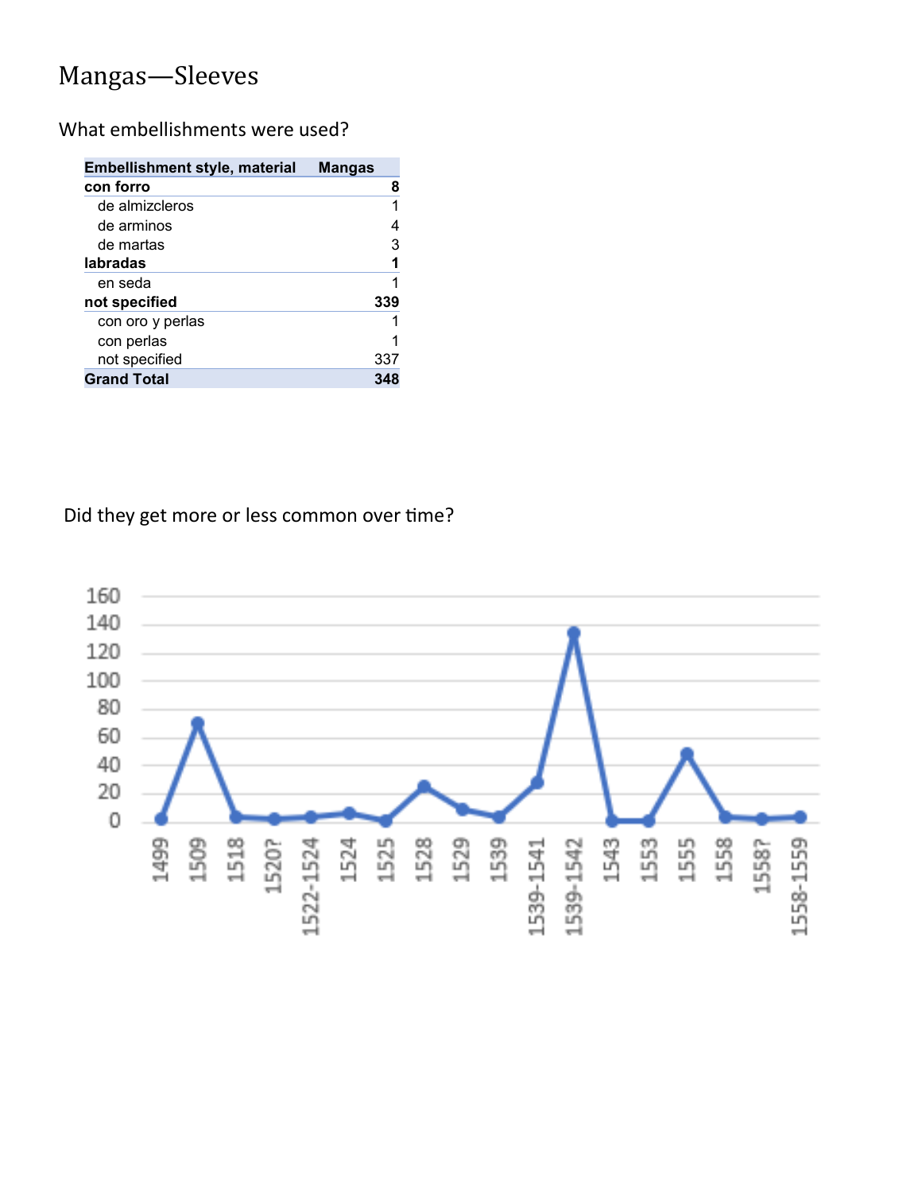# Mangas—Sleeves

What embellishments were used?

| Embellishment style, material | Mangas |
|---|---|
| **con forro** | **8** |
| de almizcleros | 1 |
| de arminos | 4 |
| de martas | 3 |
| **labradas** | **1** |
| en seda | 1 |
| **not specified** | **339** |
| con oro y perlas | 1 |
| con perlas | 1 |
| not specified | 337 |
| **Grand Total** | **348** |

Did they get more or less common over time?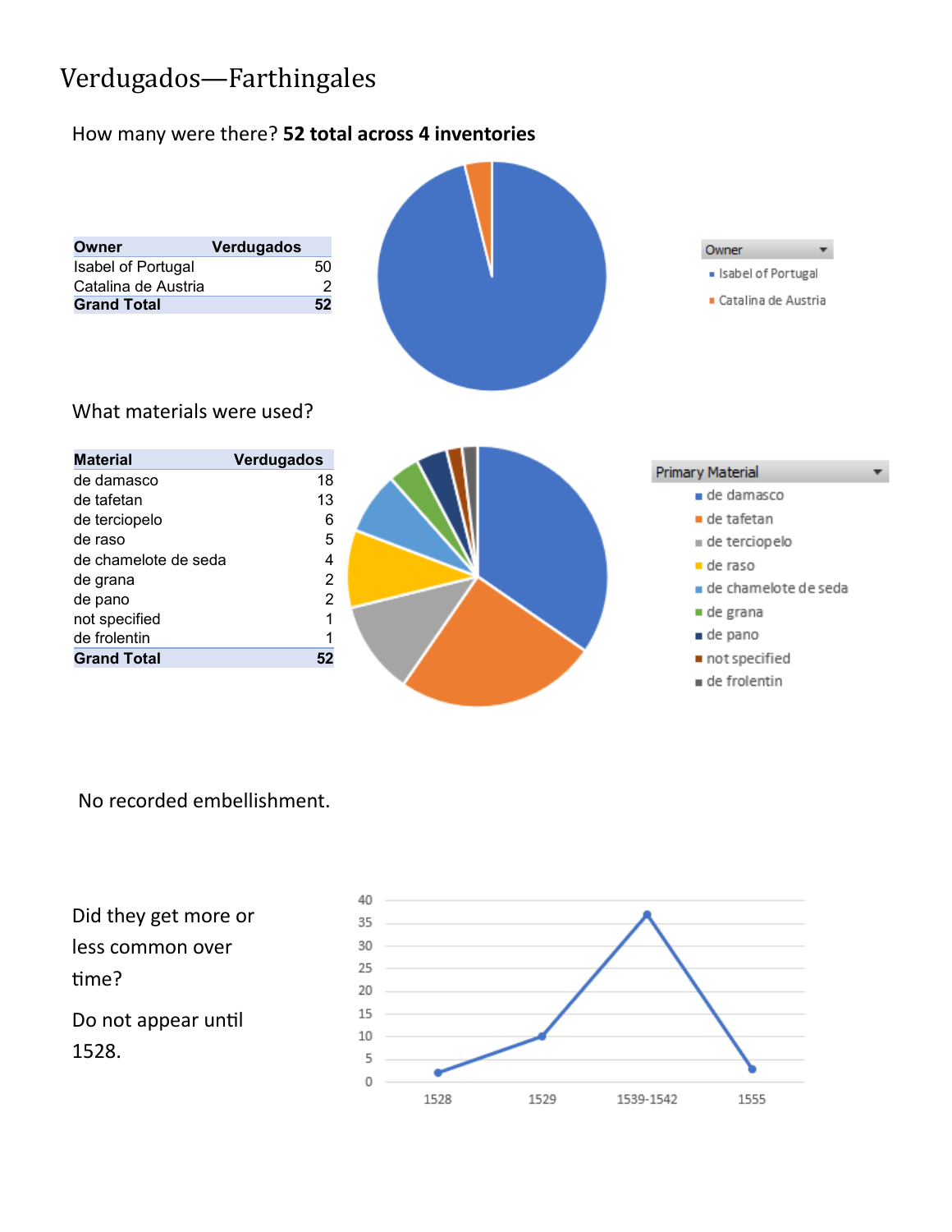# Verdugados—Farthingales

How many were there? **52 total across 4 inventories**

| Owner | Verdugados |
| --- | --- |
| Isabel of Portugal | 50 |
| Catalina de Austria | 2 |
| **Grand Total** | **52** |

What materials were used?

| Material | Verdugados |
| --- | --- |
| de damasco | 18 |
| de tafetan | 13 |
| de terciopelo | 6 |
| de raso | 5 |
| de chamelote de seda | 4 |
| de grana | 2 |
| de pano | 2 |
| not specified | 1 |
| de frolentin | 1 |
| **Grand Total** | **52** |

No recorded embellishment.

Did they get more or less common over time?

Do not appear until 1528.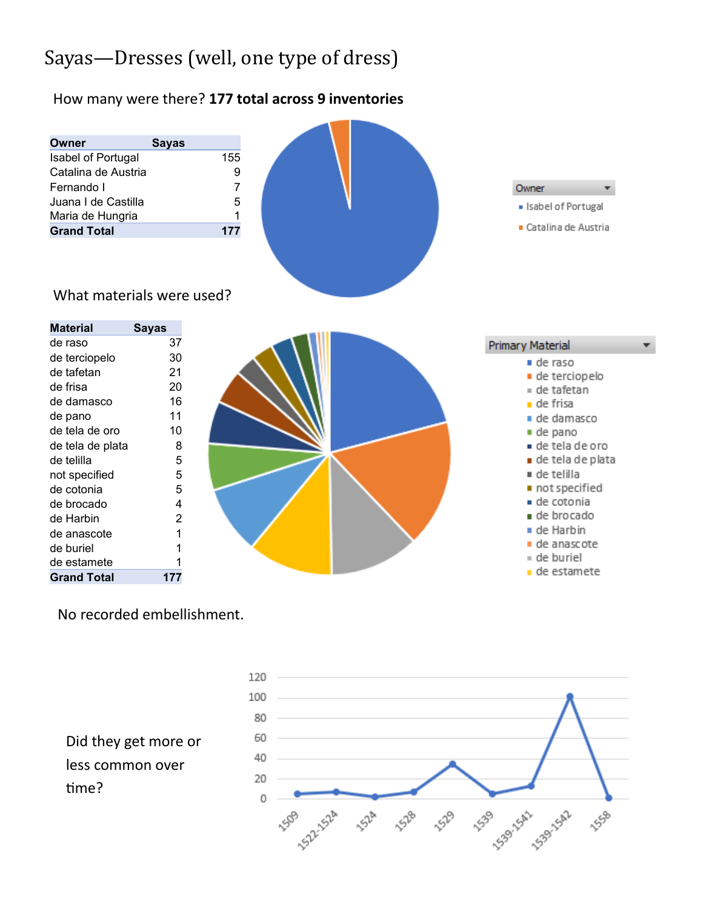# Sayas—Dresses (well, one type of dress)

How many were there? **177 total across 9 inventories**

| Owner | Sayas |
|---|---|
| Isabel of Portugal | 155 |
| Catalina de Austria | 9 |
| Fernando I | 7 |
| Juana I de Castilla | 5 |
| Maria de Hungria | 1 |
| **Grand Total** | **177** |

What materials were used?

| Material | Sayas |
|---|---|
| de raso | 37 |
| de terciopelo | 30 |
| de tafetan | 21 |
| de frisa | 20 |
| de damasco | 16 |
| de pano | 11 |
| de tela de oro | 10 |
| de tela de plata | 8 |
| de telilla | 5 |
| not specified | 5 |
| de cotonia | 5 |
| de brocado | 4 |
| de Harbin | 2 |
| de anascote | 1 |
| de buriel | 1 |
| de estamete | 1 |
| **Grand Total** | **177** |

No recorded embellishment.

Did they get more or less common over time?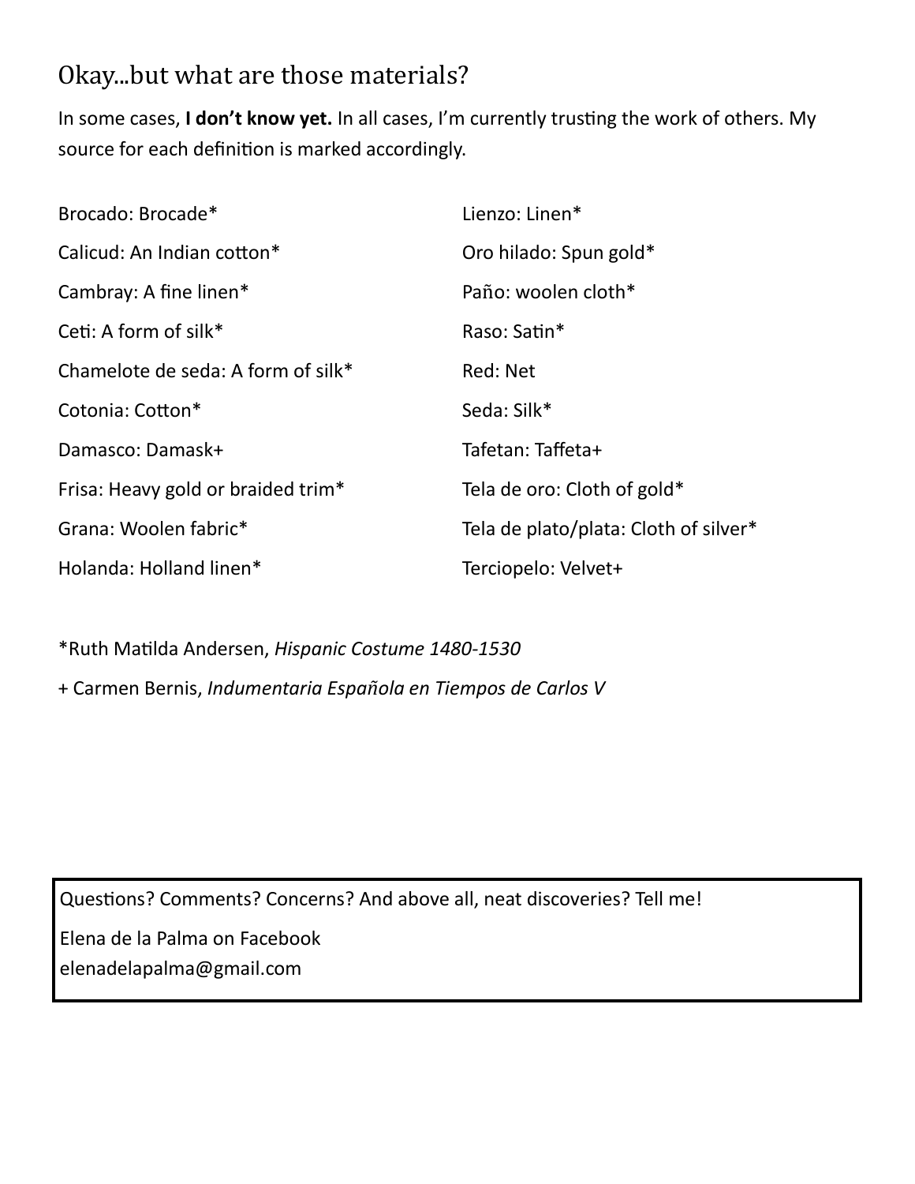## Okay...but what are those materials?

In some cases, **I don't know yet.** In all cases, I'm currently trusting the work of others. My source for each definition is marked accordingly.

Brocado: Brocade*

Calicud: An Indian cotton*

Cambray: A fine linen*

Ceti: A form of silk*

Chamelote de seda: A form of silk*

Cotonia: Cotton*

Damasco: Damask+

Frisa: Heavy gold or braided trim*

Grana: Woolen fabric*

Holanda: Holland linen*

Lienzo: Linen*

Oro hilado: Spun gold*

Paño: woolen cloth*

Raso: Satin*

Red: Net

Seda: Silk*

Tafetan: Taffeta+

Tela de oro: Cloth of gold*

Tela de plato/plata: Cloth of silver*

Terciopelo: Velvet+

*Ruth Matilda Andersen, *Hispanic Costume 1480-1530*

+ Carmen Bernis, *Indumentaria Española en Tiempos de Carlos V*

Questions? Comments? Concerns? And above all, neat discoveries? Tell me!

Elena de la Palma on Facebook
elenadelapalma@gmail.com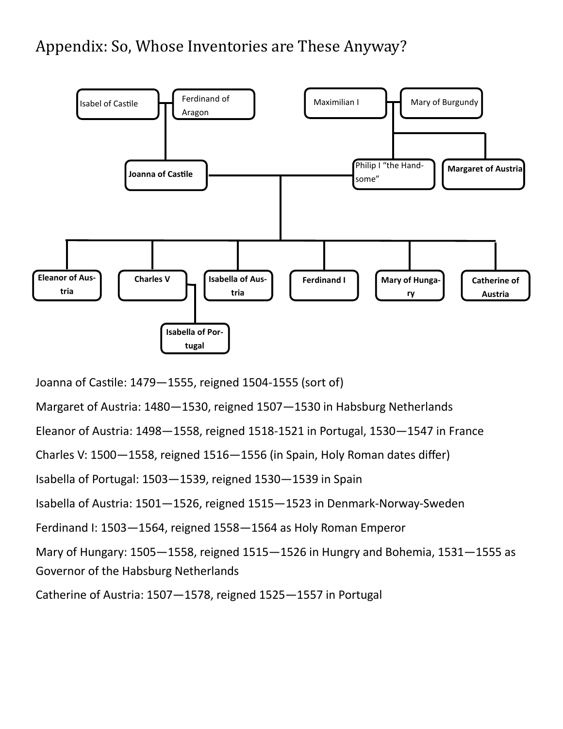# Appendix: So, Whose Inventories are These Anyway?

Isabel of Castile — Ferdinand of Aragon

Maximilian I — Mary of Burgundy

**Joanna of Castile** — Philip I "the Handsome"

**Margaret of Austria**

**Eleanor of Austria**

**Charles V** — **Isabella of Portugal**

**Isabella of Austria**

**Ferdinand I**

**Mary of Hungary**

**Catherine of Austria**

Joanna of Castile: 1479—1555, reigned 1504-1555 (sort of)

Margaret of Austria: 1480—1530, reigned 1507—1530 in Habsburg Netherlands

Eleanor of Austria: 1498—1558, reigned 1518-1521 in Portugal, 1530—1547 in France

Charles V: 1500—1558, reigned 1516—1556 (in Spain, Holy Roman dates differ)

Isabella of Portugal: 1503—1539, reigned 1530—1539 in Spain

Isabella of Austria: 1501—1526, reigned 1515—1523 in Denmark-Norway-Sweden

Ferdinand I: 1503—1564, reigned 1558—1564 as Holy Roman Emperor

Mary of Hungary: 1505—1558, reigned 1515—1526 in Hungry and Bohemia, 1531—1555 as Governor of the Habsburg Netherlands

Catherine of Austria: 1507—1578, reigned 1525—1557 in Portugal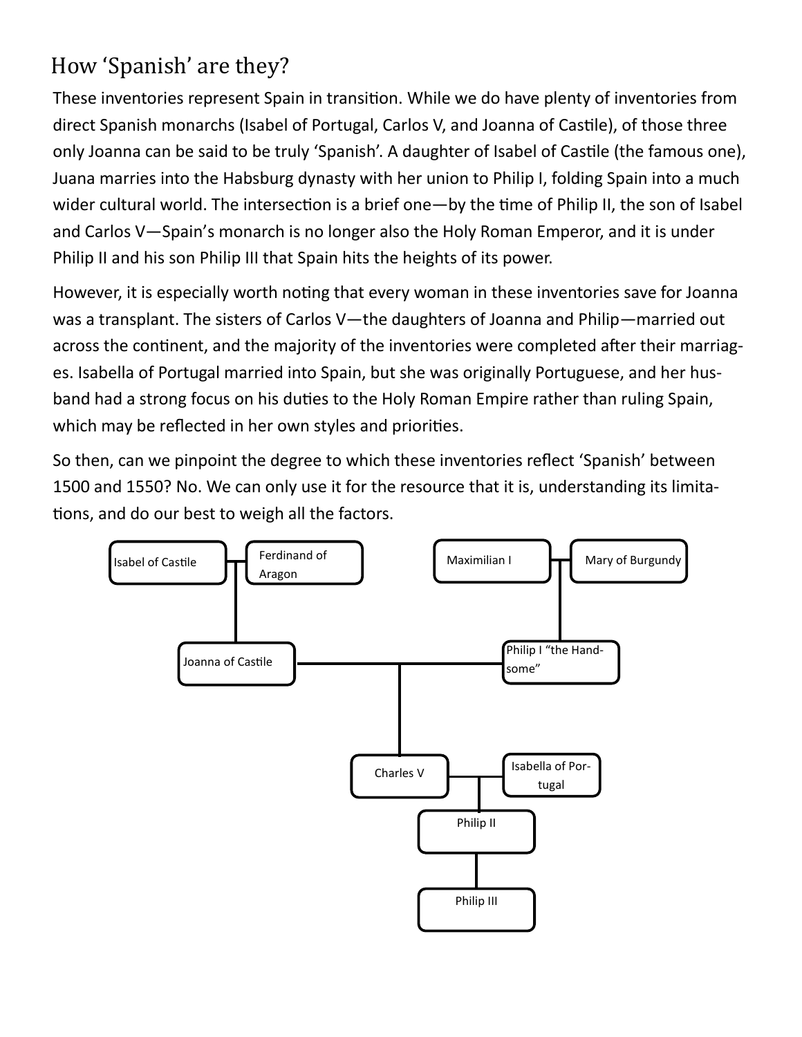## How ‘Spanish’ are they?

These inventories represent Spain in transition. While we do have plenty of inventories from direct Spanish monarchs (Isabel of Portugal, Carlos V, and Joanna of Castile), of those three only Joanna can be said to be truly ‘Spanish’. A daughter of Isabel of Castile (the famous one), Juana marries into the Habsburg dynasty with her union to Philip I, folding Spain into a much wider cultural world. The intersection is a brief one—by the time of Philip II, the son of Isabel and Carlos V—Spain’s monarch is no longer also the Holy Roman Emperor, and it is under Philip II and his son Philip III that Spain hits the heights of its power.

However, it is especially worth noting that every woman in these inventories save for Joanna was a transplant. The sisters of Carlos V—the daughters of Joanna and Philip—married out across the continent, and the majority of the inventories were completed after their marriages. Isabella of Portugal married into Spain, but she was originally Portuguese, and her husband had a strong focus on his duties to the Holy Roman Empire rather than ruling Spain, which may be reflected in her own styles and priorities.

So then, can we pinpoint the degree to which these inventories reflect ‘Spanish’ between 1500 and 1550? No. We can only use it for the resource that it is, understanding its limitations, and do our best to weigh all the factors.

- Isabel of Castile — Ferdinand of Aragon
  - Joanna of Castile
- Maximilian I — Mary of Burgundy
  - Philip I “the Handsome”
- Joanna of Castile — Philip I “the Handsome”
  - Charles V
- Charles V — Isabella of Portugal
  - Philip II
    - Philip III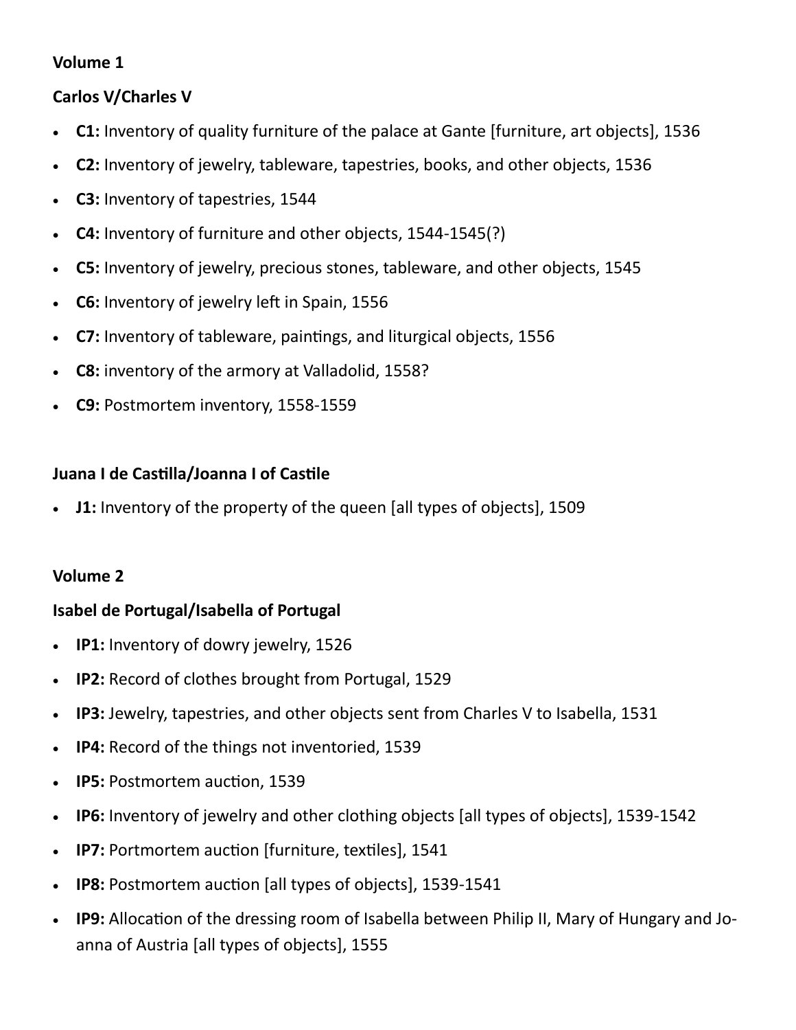**Volume 1**

**Carlos V/Charles V**

- **C1:** Inventory of quality furniture of the palace at Gante [furniture, art objects], 1536
- **C2:** Inventory of jewelry, tableware, tapestries, books, and other objects, 1536
- **C3:** Inventory of tapestries, 1544
- **C4:** Inventory of furniture and other objects, 1544-1545(?)
- **C5:** Inventory of jewelry, precious stones, tableware, and other objects, 1545
- **C6:** Inventory of jewelry left in Spain, 1556
- **C7:** Inventory of tableware, paintings, and liturgical objects, 1556
- **C8:** inventory of the armory at Valladolid, 1558?
- **C9:** Postmortem inventory, 1558-1559

**Juana I de Castilla/Joanna I of Castile**

- **J1:** Inventory of the property of the queen [all types of objects], 1509

**Volume 2**

**Isabel de Portugal/Isabella of Portugal**

- **IP1:** Inventory of dowry jewelry, 1526
- **IP2:** Record of clothes brought from Portugal, 1529
- **IP3:** Jewelry, tapestries, and other objects sent from Charles V to Isabella, 1531
- **IP4:** Record of the things not inventoried, 1539
- **IP5:** Postmortem auction, 1539
- **IP6:** Inventory of jewelry and other clothing objects [all types of objects], 1539-1542
- **IP7:** Portmortem auction [furniture, textiles], 1541
- **IP8:** Postmortem auction [all types of objects], 1539-1541
- **IP9:** Allocation of the dressing room of Isabella between Philip II, Mary of Hungary and Joanna of Austria [all types of objects], 1555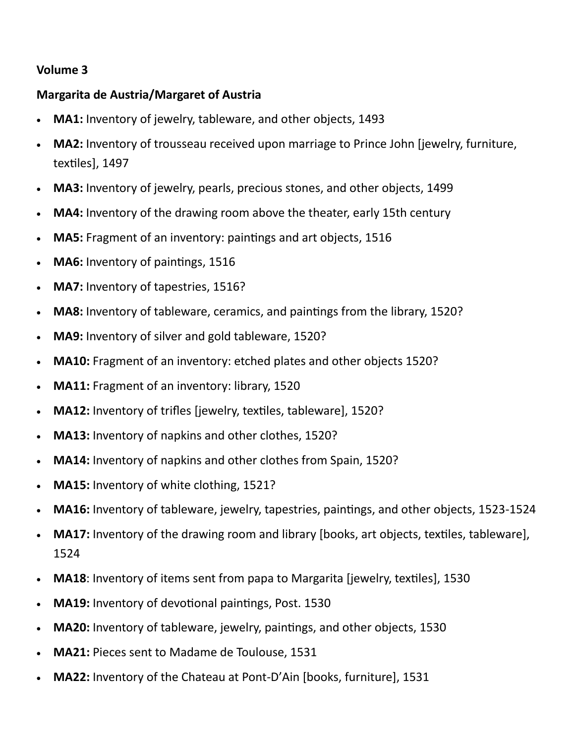**Volume 3**

**Margarita de Austria/Margaret of Austria**

- **MA1:** Inventory of jewelry, tableware, and other objects, 1493
- **MA2:** Inventory of trousseau received upon marriage to Prince John [jewelry, furniture, textiles], 1497
- **MA3:** Inventory of jewelry, pearls, precious stones, and other objects, 1499
- **MA4:** Inventory of the drawing room above the theater, early 15th century
- **MA5:** Fragment of an inventory: paintings and art objects, 1516
- **MA6:** Inventory of paintings, 1516
- **MA7:** Inventory of tapestries, 1516?
- **MA8:** Inventory of tableware, ceramics, and paintings from the library, 1520?
- **MA9:** Inventory of silver and gold tableware, 1520?
- **MA10:** Fragment of an inventory: etched plates and other objects 1520?
- **MA11:** Fragment of an inventory: library, 1520
- **MA12:** Inventory of trifles [jewelry, textiles, tableware], 1520?
- **MA13:** Inventory of napkins and other clothes, 1520?
- **MA14:** Inventory of napkins and other clothes from Spain, 1520?
- **MA15:** Inventory of white clothing, 1521?
- **MA16:** Inventory of tableware, jewelry, tapestries, paintings, and other objects, 1523-1524
- **MA17:** Inventory of the drawing room and library [books, art objects, textiles, tableware], 1524
- **MA18**: Inventory of items sent from papa to Margarita [jewelry, textiles], 1530
- **MA19:** Inventory of devotional paintings, Post. 1530
- **MA20:** Inventory of tableware, jewelry, paintings, and other objects, 1530
- **MA21:** Pieces sent to Madame de Toulouse, 1531
- **MA22:** Inventory of the Chateau at Pont-D'Ain [books, furniture], 1531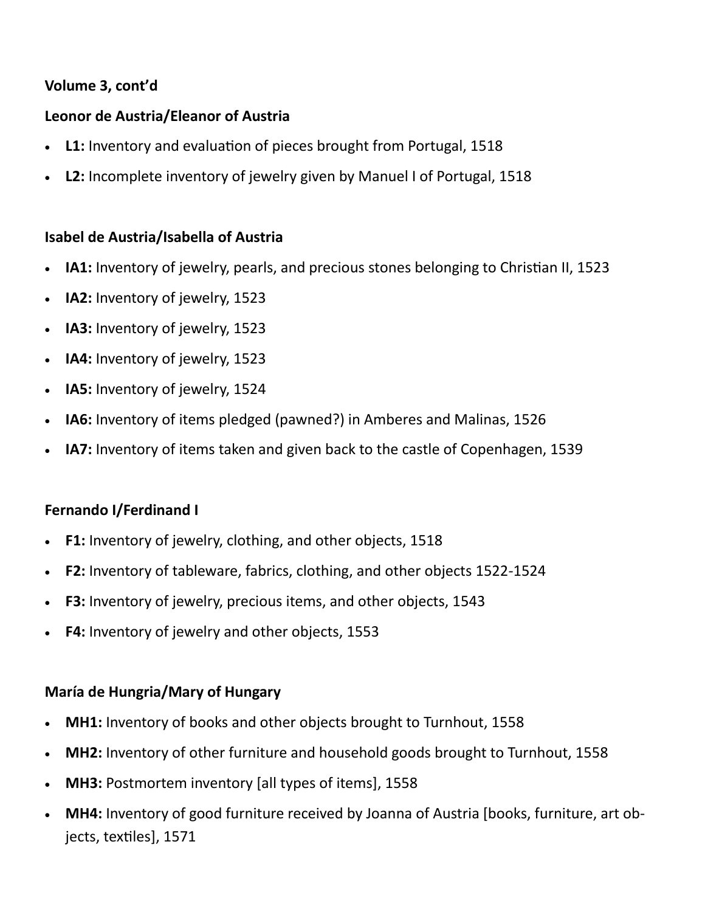**Volume 3, cont'd**

**Leonor de Austria/Eleanor of Austria**

- **L1:** Inventory and evaluation of pieces brought from Portugal, 1518
- **L2:** Incomplete inventory of jewelry given by Manuel I of Portugal, 1518

**Isabel de Austria/Isabella of Austria**

- **IA1:** Inventory of jewelry, pearls, and precious stones belonging to Christian II, 1523
- **IA2:** Inventory of jewelry, 1523
- **IA3:** Inventory of jewelry, 1523
- **IA4:** Inventory of jewelry, 1523
- **IA5:** Inventory of jewelry, 1524
- **IA6:** Inventory of items pledged (pawned?) in Amberes and Malinas, 1526
- **IA7:** Inventory of items taken and given back to the castle of Copenhagen, 1539

**Fernando I/Ferdinand I**

- **F1:** Inventory of jewelry, clothing, and other objects, 1518
- **F2:** Inventory of tableware, fabrics, clothing, and other objects 1522-1524
- **F3:** Inventory of jewelry, precious items, and other objects, 1543
- **F4:** Inventory of jewelry and other objects, 1553

**María de Hungria/Mary of Hungary**

- **MH1:** Inventory of books and other objects brought to Turnhout, 1558
- **MH2:** Inventory of other furniture and household goods brought to Turnhout, 1558
- **MH3:** Postmortem inventory [all types of items], 1558
- **MH4:** Inventory of good furniture received by Joanna of Austria [books, furniture, art objects, textiles], 1571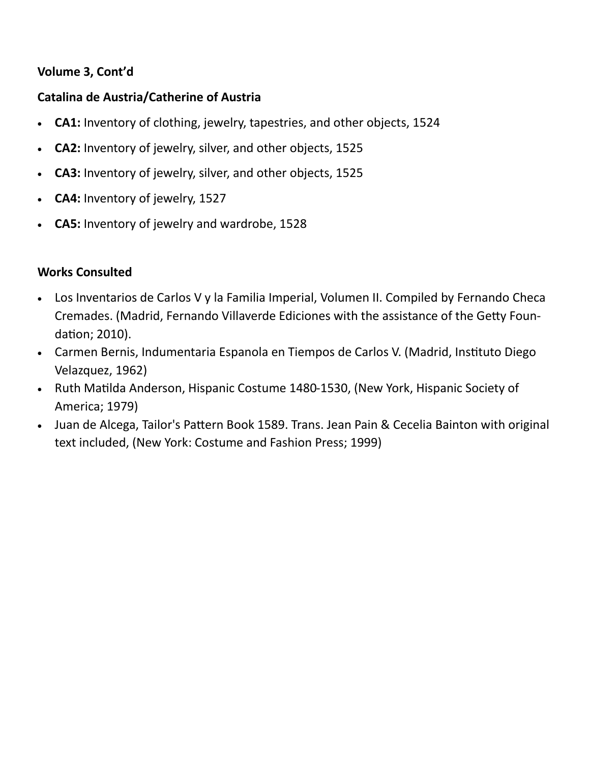**Volume 3, Cont'd**

**Catalina de Austria/Catherine of Austria**

- **CA1:** Inventory of clothing, jewelry, tapestries, and other objects, 1524
- **CA2:** Inventory of jewelry, silver, and other objects, 1525
- **CA3:** Inventory of jewelry, silver, and other objects, 1525
- **CA4:** Inventory of jewelry, 1527
- **CA5:** Inventory of jewelry and wardrobe, 1528

**Works Consulted**

- Los Inventarios de Carlos V y la Familia Imperial, Volumen II. Compiled by Fernando Checa Cremades. (Madrid, Fernando Villaverde Ediciones with the assistance of the Getty Foundation; 2010).
- Carmen Bernis, Indumentaria Espanola en Tiempos de Carlos V. (Madrid, Instituto Diego Velazquez, 1962)
- Ruth Matilda Anderson, Hispanic Costume 1480-1530, (New York, Hispanic Society of America; 1979)
- Juan de Alcega, Tailor's Pattern Book 1589. Trans. Jean Pain & Cecelia Bainton with original text included, (New York: Costume and Fashion Press; 1999)